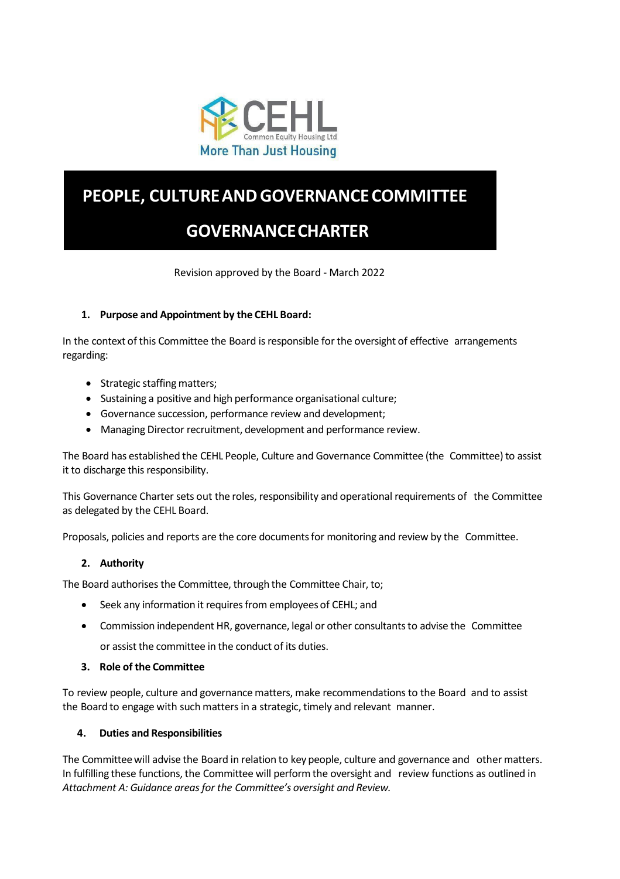CEHL

Common Equity Housing Ltd

More Than Just Housing

# PEOPLE, CULTURE AND GOVERNANCE COMMITTEE

# GOVERNANCE CHARTER

Revision approved by the Board - March 2022

### 1. Purpose and Appointment by the CEHL Board:

In the context of this Committee the Board is responsible for the oversight of effective arrangements regarding:

- Strategic staffing matters;
- Sustaining a positive and high performance organisational culture;
- Governance succession, performance review and development;
- Managing Director recruitment, development and performance review.

The Board has established the CEHL People, Culture and Governance Committee (the Committee) to assist it to discharge this responsibility.

This Governance Charter sets out the roles, responsibility and operational requirements of the Committee as delegated by the CEHL Board.

Proposals, policies and reports are the core documents for monitoring and review by the Committee.

### 2. Authority

The Board authorises the Committee, through the Committee Chair, to;

- Seek any information it requires from employees of CEHL; and
- Commission independent HR, governance, legal or other consultants to advise the Committee or assist the committee in the conduct of its duties.

### 3. Role of the Committee

To review people, culture and governance matters, make recommendations to the Board and to assist the Board to engage with such matters in a strategic, timely and relevant manner.

### 4. Duties and Responsibilities

The Committee will advise the Board in relation to key people, culture and governance and other matters. In fulfilling these functions, the Committee will perform the oversight and review functions as outlined in *Attachment A: Guidance areas for the Committee's oversight and Review.*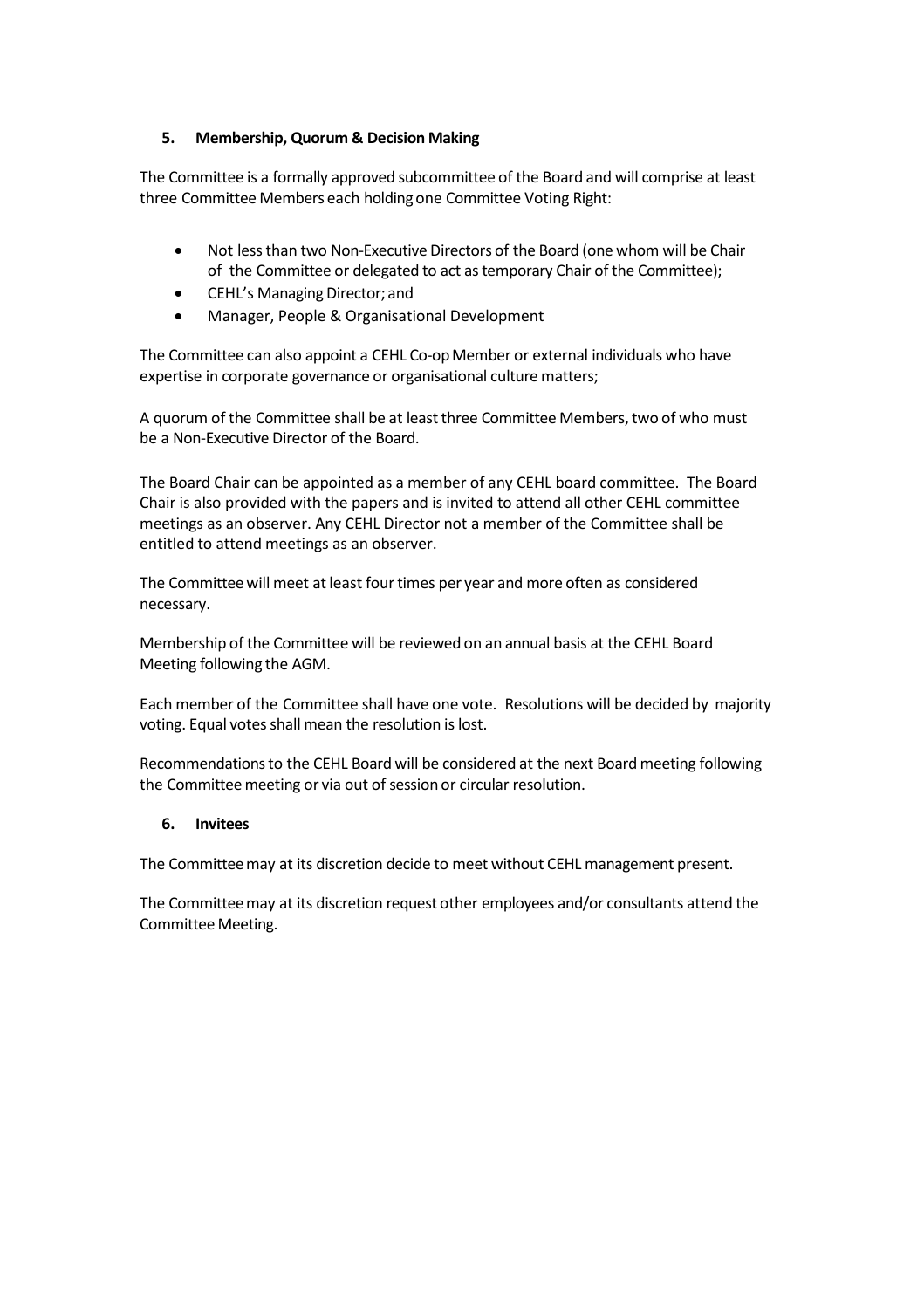## 5. Membership, Quorum & Decision Making

The Committee is a formally approved subcommittee of the Board and will comprise at least three Committee Members each holding one Committee Voting Right:

- Not less than two Non-Executive Directors of the Board (one whom will be Chair of the Committee or delegated to act as temporary Chair of the Committee);
- CEHL's Managing Director; and
- Manager, People & Organisational Development

The Committee can also appoint a CEHL Co-op Member or external individuals who have expertise in corporate governance or organisational culture matters;

A quorum of the Committee shall be at least three Committee Members, two of who must be a Non-Executive Director of the Board.

The Board Chair can be appointed as a member of any CEHL board committee. The Board Chair is also provided with the papers and is invited to attend all other CEHL committee meetings as an observer. Any CEHL Director not a member of the Committee shall be entitled to attend meetings as an observer.

The Committee will meet at least four times per year and more often as considered necessary.

Membership of the Committee will be reviewed on an annual basis at the CEHL Board Meeting following the AGM.

Each member of the Committee shall have one vote. Resolutions will be decided by majority voting. Equal votes shall mean the resolution is lost.

Recommendations to the CEHL Board will be considered at the next Board meeting following the Committee meeting or via out of session or circular resolution.

## 6. Invitees

The Committee may at its discretion decide to meet without CEHL management present.

The Committee may at its discretion request other employees and/or consultants attend the Committee Meeting.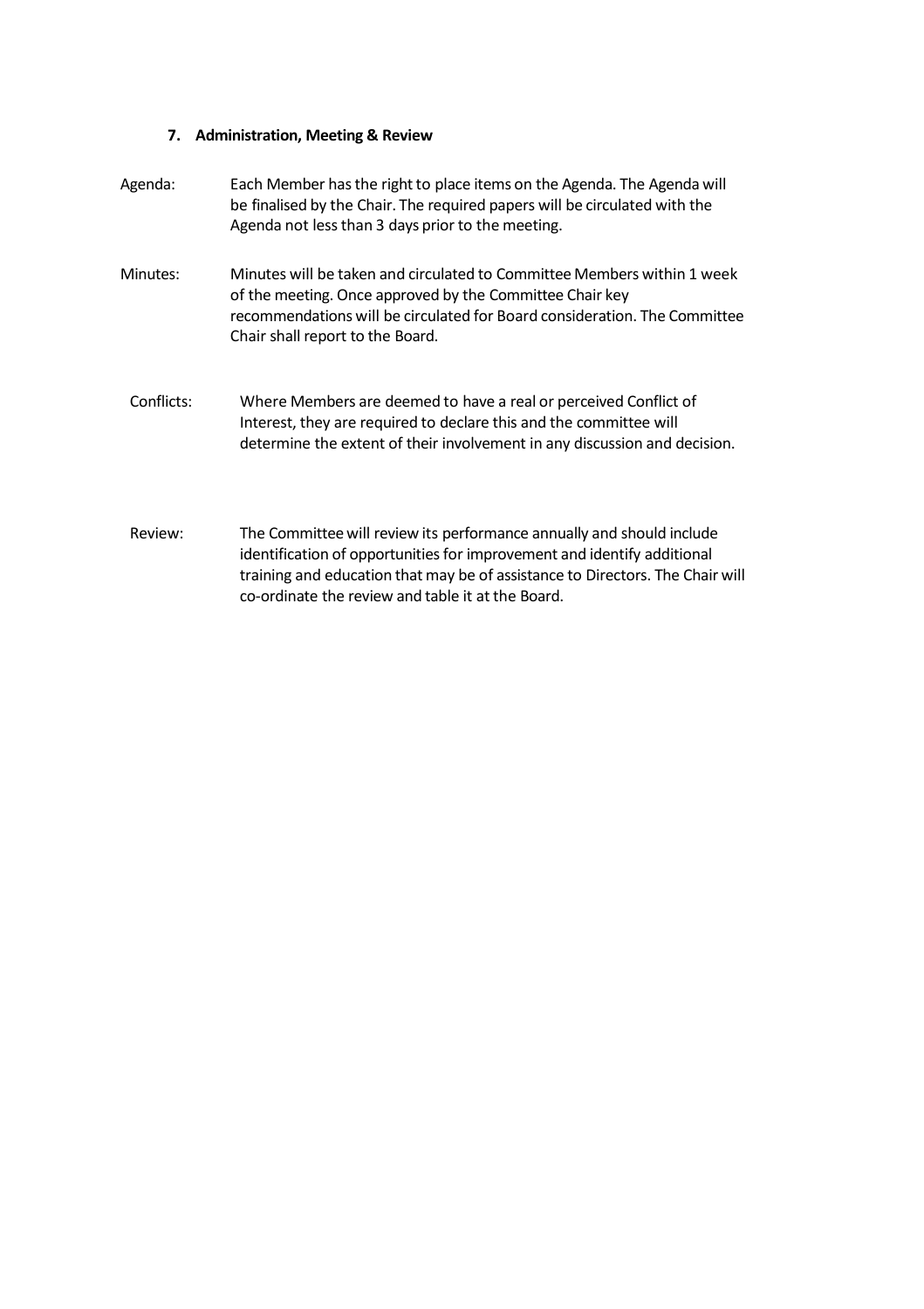### 7. Administration, Meeting & Review

**Agenda:** Each Member has the right to place items on the Agenda. The Agenda will be finalised by the Chair. The required papers will be circulated with the Agenda not less than 3 days prior to the meeting.

**Minutes:** Minutes will be taken and circulated to Committee Members within 1 week of the meeting. Once approved by the Committee Chair key recommendations will be circulated for Board consideration. The Committee Chair shall report to the Board.

**Conflicts:** Where Members are deemed to have a real or perceived Conflict of Interest, they are required to declare this and the committee will determine the extent of their involvement in any discussion and decision.

**Review:** The Committee will review its performance annually and should include identification of opportunities for improvement and identify additional training and education that may be of assistance to Directors. The Chair will co-ordinate the review and table it at the Board.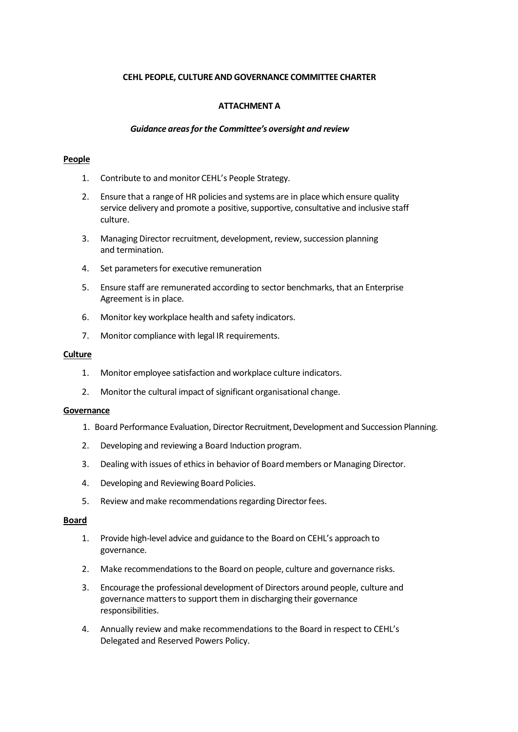**CEHL PEOPLE, CULTURE AND GOVERNANCE COMMITTEE CHARTER**

**ATTACHMENT A**

***Guidance areas for the Committee's oversight and review***

**People**

1. Contribute to and monitor CEHL's People Strategy.
2. Ensure that a range of HR policies and systems are in place which ensure quality service delivery and promote a positive, supportive, consultative and inclusive staff culture.
3. Managing Director recruitment, development, review, succession planning and termination.
4. Set parameters for executive remuneration
5. Ensure staff are remunerated according to sector benchmarks, that an Enterprise Agreement is in place.
6. Monitor key workplace health and safety indicators.
7. Monitor compliance with legal IR requirements.

**Culture**

1. Monitor employee satisfaction and workplace culture indicators.
2. Monitor the cultural impact of significant organisational change.

**Governance**

1. Board Performance Evaluation, Director Recruitment, Development and Succession Planning.
2. Developing and reviewing a Board Induction program.
3. Dealing with issues of ethics in behavior of Board members or Managing Director.
4. Developing and Reviewing Board Policies.
5. Review and make recommendations regarding Director fees.

**Board**

1. Provide high-level advice and guidance to the Board on CEHL's approach to governance.
2. Make recommendations to the Board on people, culture and governance risks.
3. Encourage the professional development of Directors around people, culture and governance matters to support them in discharging their governance responsibilities.
4. Annually review and make recommendations to the Board in respect to CEHL's Delegated and Reserved Powers Policy.